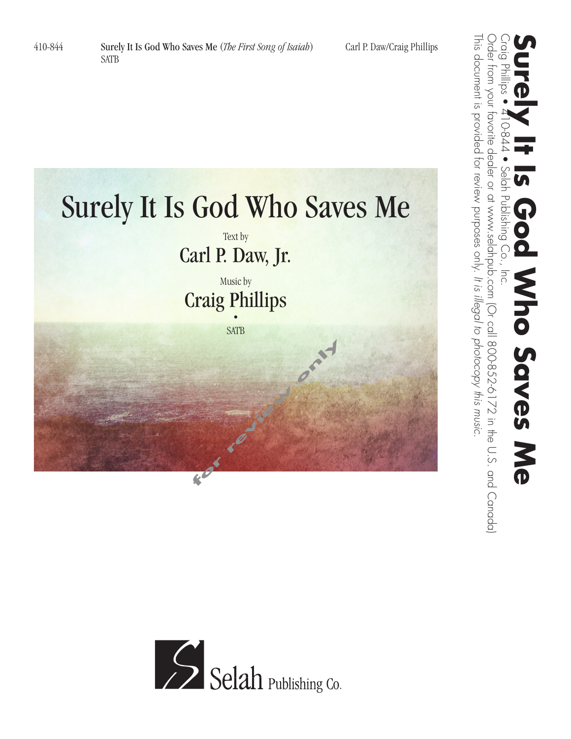410-844 **Surely It Is God Who Saves Me** (*The First Song of Isaiah*) Carl P. Daw/Craig Phillips
SATB

# Surely It Is God Who Saves Me

Text by
## Carl P. Daw, Jr.

Music by
## Craig Phillips

•

SATB

for review only

Selah Publishing Co.

**Surely It Is God Who Saves Me**
Craig Phillips • 410-844 • Selah Publishing Co., Inc.
Order from your favorite dealer or at www.selahpub.com (Or call 800-852-6172 in the U.S. and Canada)
This document is provided for review purposes only. *It is illegal to photocopy this music.*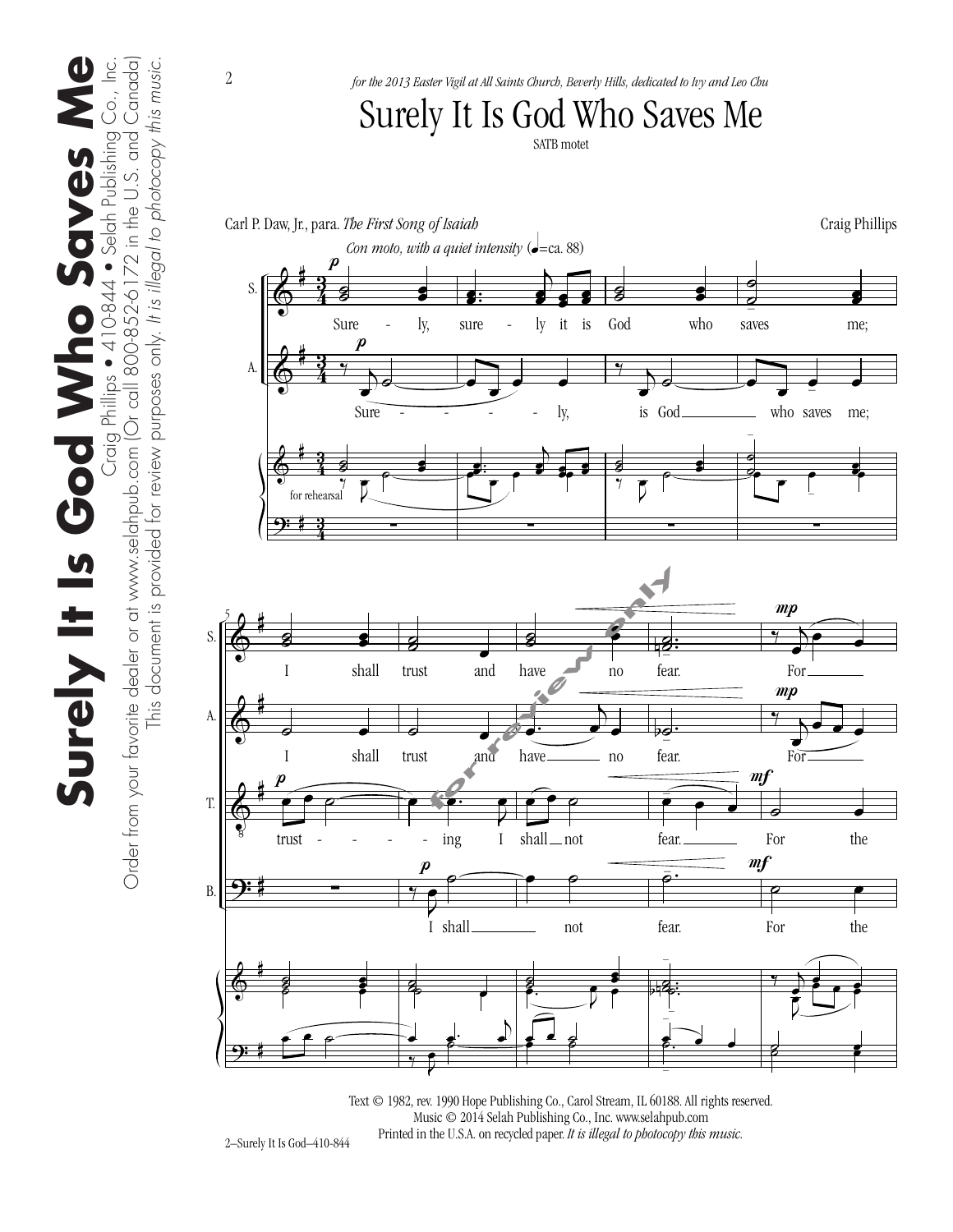*for the 2013 Easter Vigil at All Saints Church, Beverly Hills, dedicated to Ivy and Leo Chu*

# Surely It Is God Who Saves Me

SATB motet

Carl P. Daw, Jr., para. *The First Song of Isaiah*

Craig Phillips

Text © 1982, rev. 1990 Hope Publishing Co., Carol Stream, IL 60188. All rights reserved.
Music © 2014 Selah Publishing Co., Inc. www.selahpub.com
Printed in the U.S.A. on recycled paper. *It is illegal to photocopy this music.*

**Surely It Is God Who Saves Me**
Craig Phillips • 410-844 • Selah Publishing Co., Inc.
Order from your favorite dealer or at www.selahpub.com (Or call 800-852-6172 in the U.S. and Canada)
This document is provided for review purposes only. *It is illegal to photocopy this music.*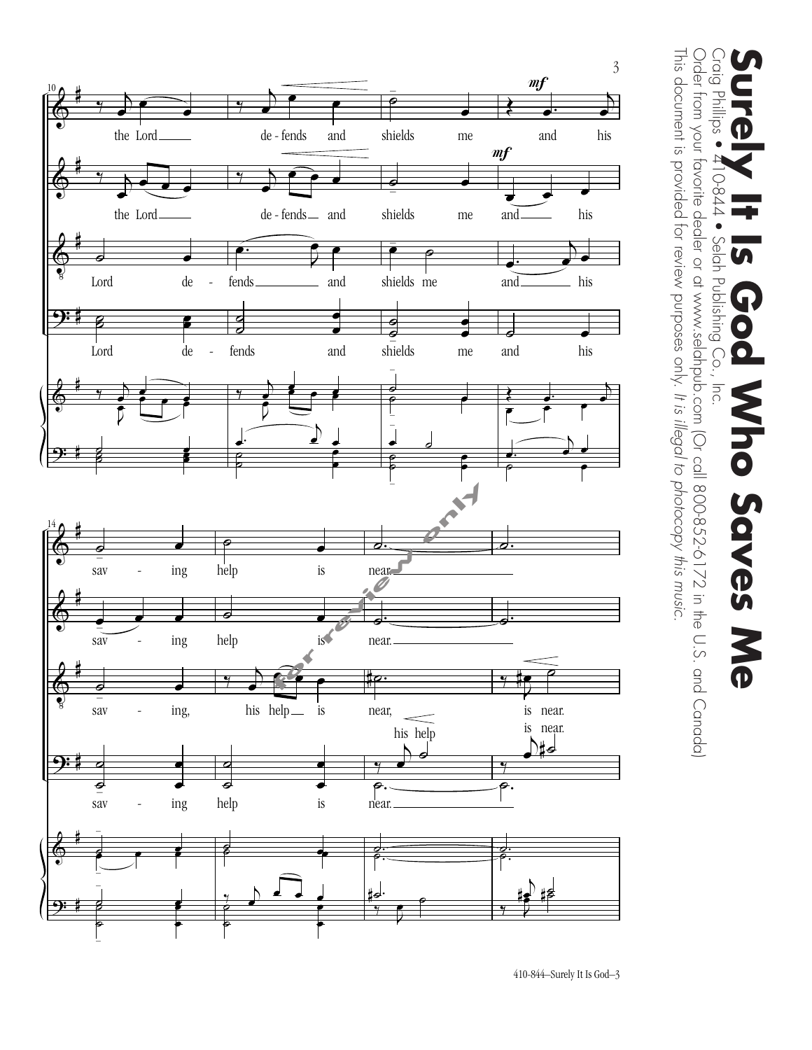# Surely It Is God Who Saves Me

Craig Phillips • 410-844 • Selah Publishing Co., Inc.

Order from your favorite dealer or at www.selahpub.com (Or call 800-852-6172 in the U.S. and Canada)

This document is provided for review purposes only. *It is illegal to photocopy this music.*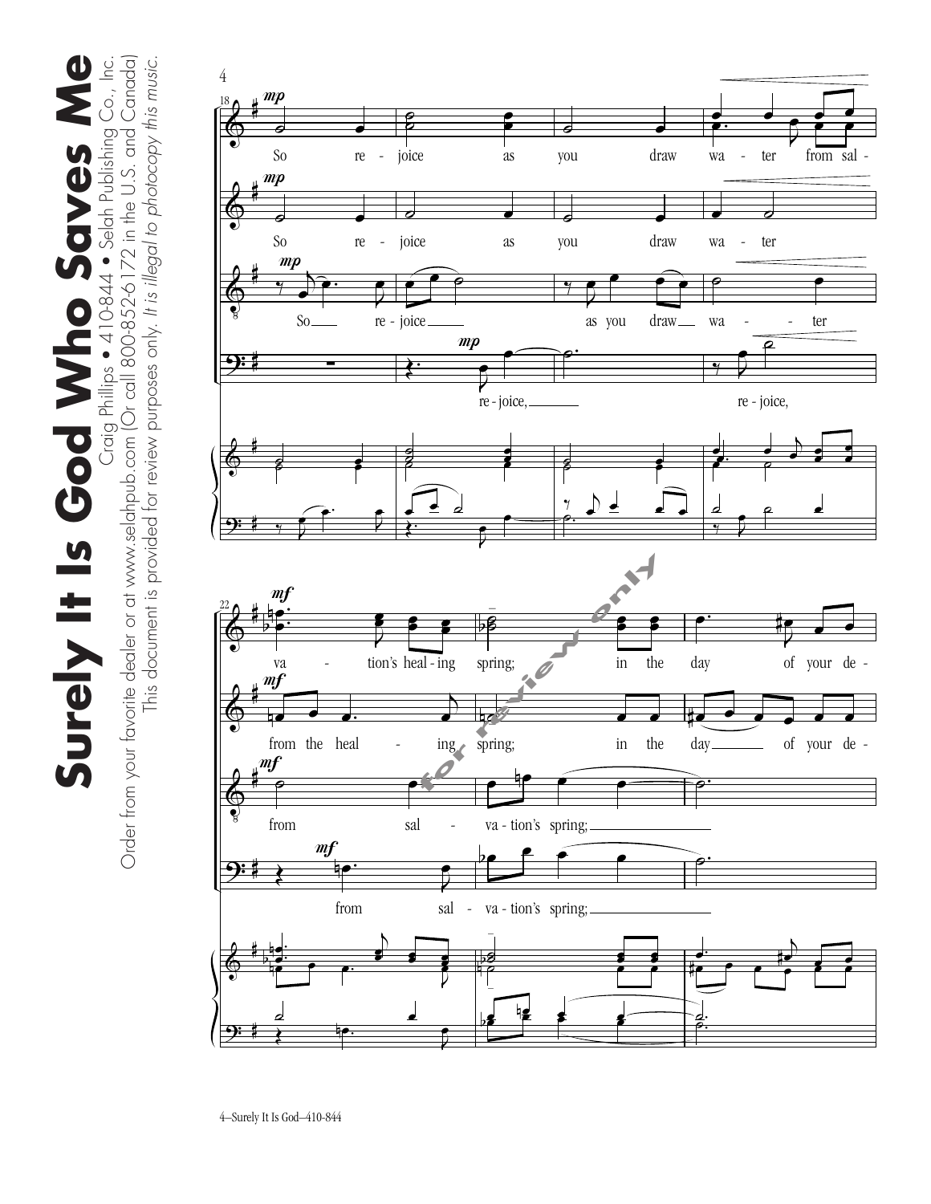So rejoice as you draw water from salvation's healing spring; in the day of your de-

So rejoice as you draw water from the healing spring; in the day of your de-

So rejoice as you draw water from salvation's spring;

rejoice, rejoice, from salvation's spring;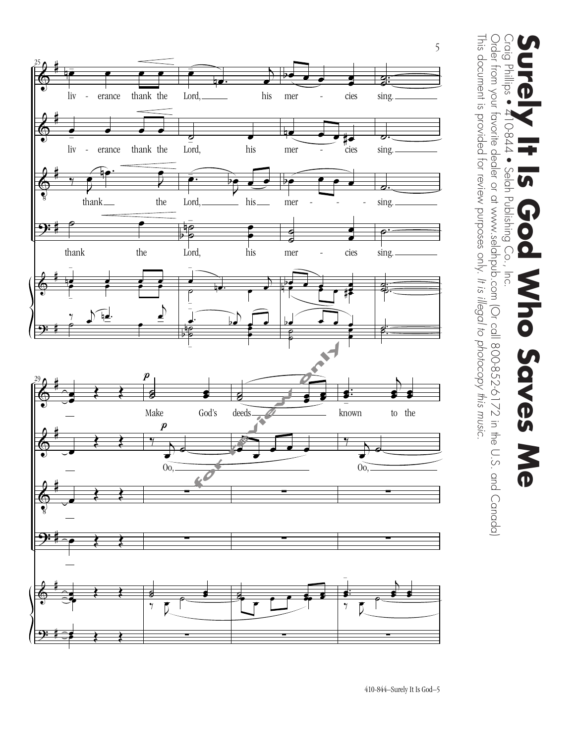# Surely It Is God Who Saves Me

Craig Phillips • 410-844 • Selah Publishing Co., Inc.

Order from your favorite dealer or at www.selahpub.com (Or call 800-852-6172 in the U.S. and Canada)

This document is provided for review purposes only. *It is illegal to photocopy this music.*

liv - erance thank the Lord, his mer - cies sing.

liv - erance thank the Lord, his mer - cies sing.

thank the Lord, his mer - sing.

thank the Lord, his mer - cies sing.

Make God's deeds known to the

Oo, Oo,

for review only

410-844—Surely It Is God—5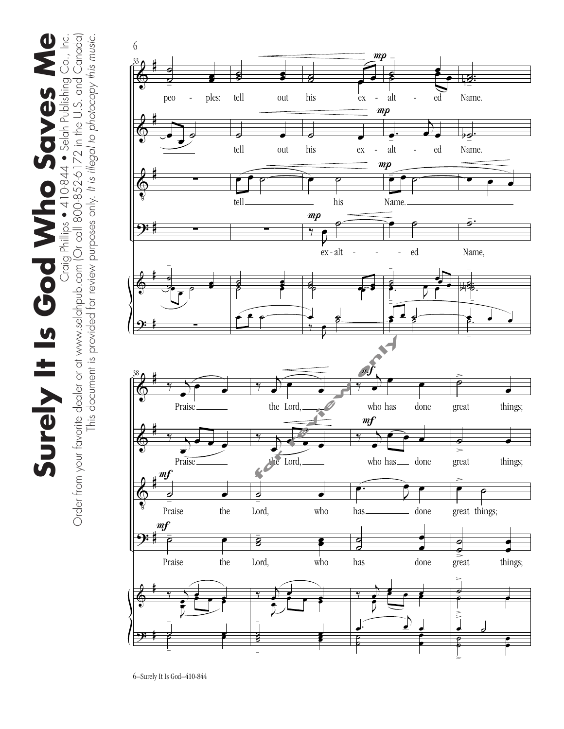# Surely It Is God Who Saves Me

Craig Phillips • 410-844 • Selah Publishing Co., Inc.

Order from your favorite dealer or at www.selahpub.com (Or call 800-852-6172 in the U.S. and Canada)

This document is provided for review purposes only. *It is illegal to photocopy this music.*

peo - ples: tell out his ex - alt - ed Name.

tell out his ex - alt - ed Name.

tell his Name.

ex - alt - - - ed Name,

Praise the Lord, who has done great things;

Praise the Lord, who has done great things;

Praise the Lord, who has done great things;

Praise the Lord, who has done great things;

6–Surely It Is God–410-844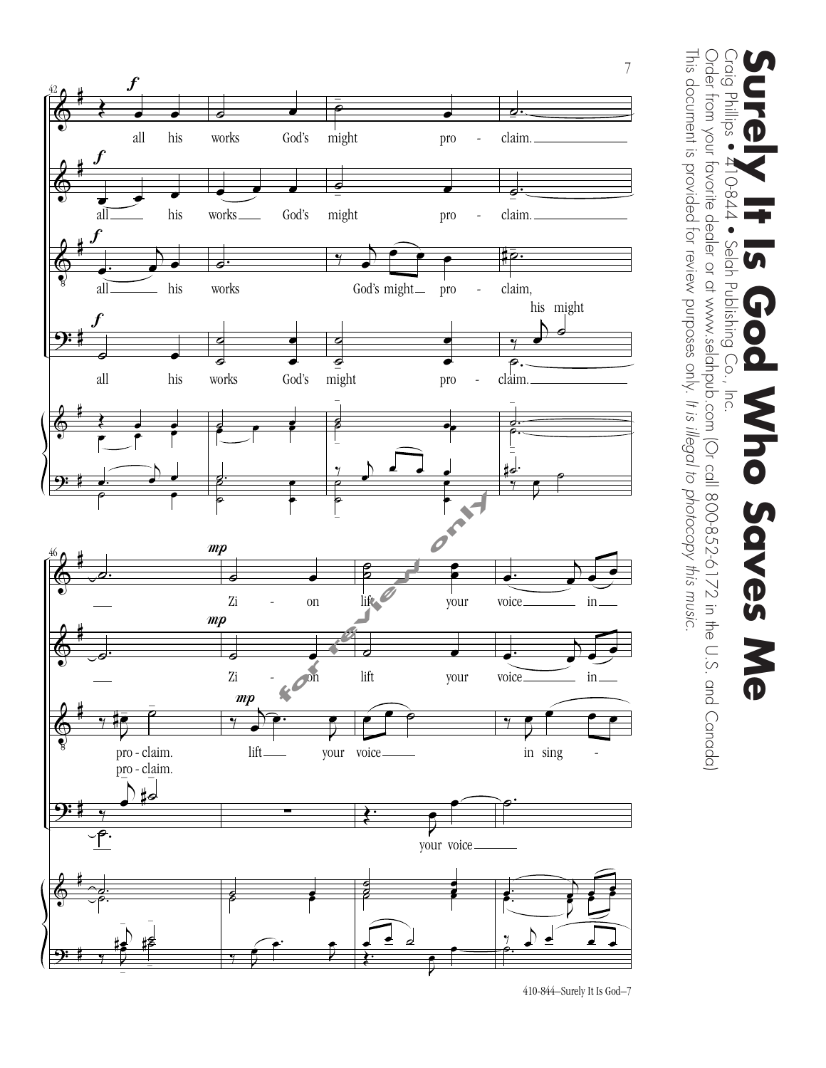# Surely It Is God Who Saves Me

Craig Phillips • 410-844 • Selah Publishing Co., Inc.

Order from your favorite dealer or at www.selahpub.com (Or call 800-852-6172 in the U.S. and Canada)

This document is provided for review purposes only. *It is illegal to photocopy this music.*

for review only

410-844—Surely It Is God—7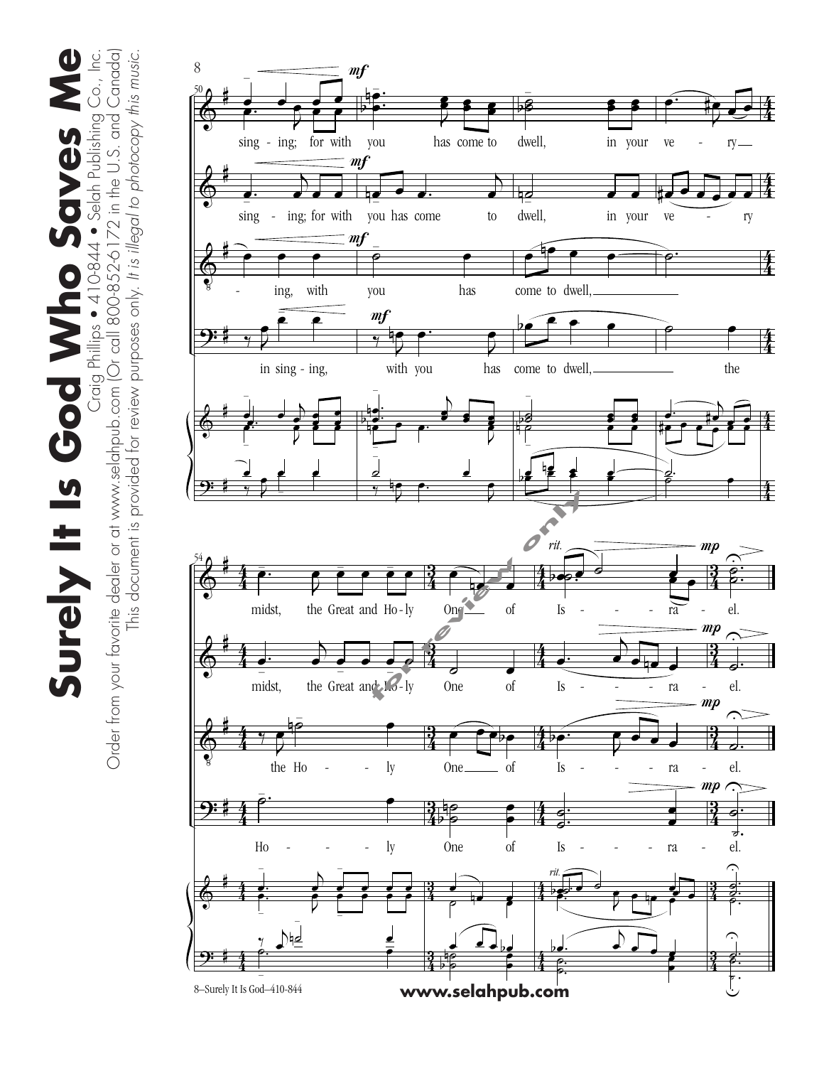sing - ing; for with you has come to dwell, in your ve - ry

sing - ing; for with you has come to dwell, in your ve - ry

- ing, with you has come to dwell,

in sing - ing, with you has come to dwell, the

midst, the Great and Ho - ly One of Is - ra - el.

midst, the Great and Ho - ly One of Is - ra - el.

the Ho - ly One of Is - ra - el.

Ho - ly One of Is - ra - el.

for review only